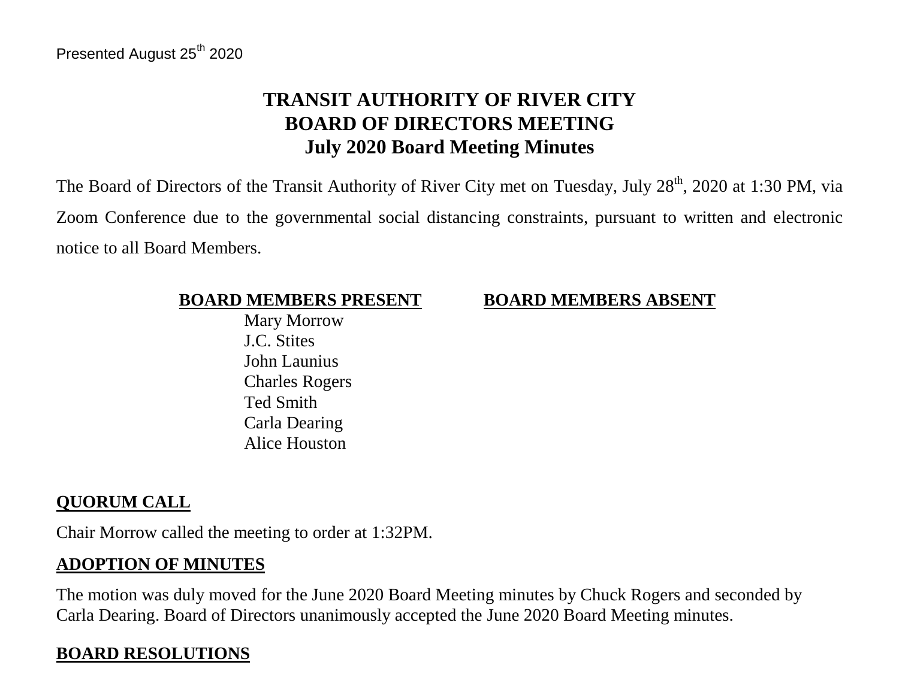Presented August 25th 2020

# TRANSIT AUTHORITY OF RIVER CITY
# BOARD OF DIRECTORS MEETING
# July 2020 Board Meeting Minutes

The Board of Directors of the Transit Authority of River City met on Tuesday, July 28th, 2020 at 1:30 PM, via Zoom Conference due to the governmental social distancing constraints, pursuant to written and electronic notice to all Board Members.

| BOARD MEMBERS PRESENT | BOARD MEMBERS ABSENT |
| --- | --- |
| Mary Morrow | |
| J.C. Stites | |
| John Launius | |
| Charles Rogers | |
| Ted Smith | |
| Carla Dearing | |
| Alice Houston | |

## QUORUM CALL

Chair Morrow called the meeting to order at 1:32PM.

## ADOPTION OF MINUTES

The motion was duly moved for the June 2020 Board Meeting minutes by Chuck Rogers and seconded by Carla Dearing. Board of Directors unanimously accepted the June 2020 Board Meeting minutes.

## BOARD RESOLUTIONS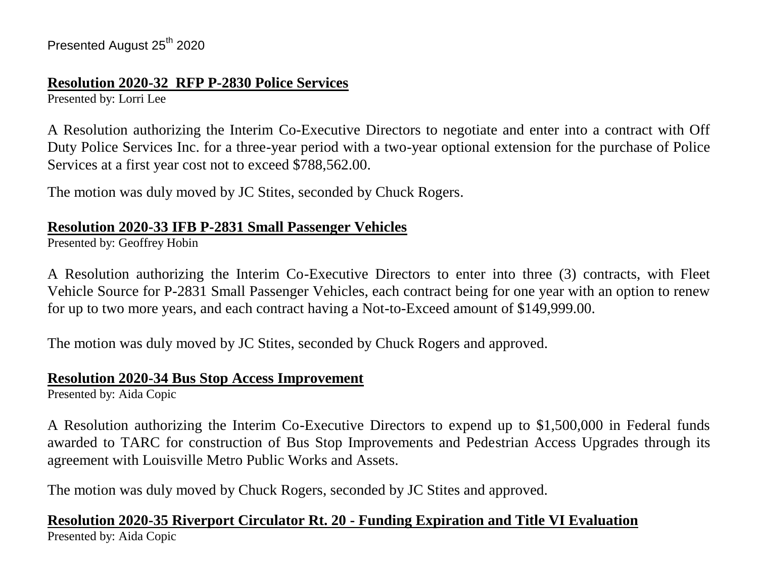Presented August 25th 2020

### Resolution 2020-32 RFP P-2830 Police Services

Presented by: Lorri Lee

A Resolution authorizing the Interim Co-Executive Directors to negotiate and enter into a contract with Off Duty Police Services Inc. for a three-year period with a two-year optional extension for the purchase of Police Services at a first year cost not to exceed $788,562.00.

The motion was duly moved by JC Stites, seconded by Chuck Rogers.

### Resolution 2020-33 IFB P-2831 Small Passenger Vehicles

Presented by: Geoffrey Hobin

A Resolution authorizing the Interim Co-Executive Directors to enter into three (3) contracts, with Fleet Vehicle Source for P-2831 Small Passenger Vehicles, each contract being for one year with an option to renew for up to two more years, and each contract having a Not-to-Exceed amount of $149,999.00.

The motion was duly moved by JC Stites, seconded by Chuck Rogers and approved.

### Resolution 2020-34 Bus Stop Access Improvement

Presented by: Aida Copic

A Resolution authorizing the Interim Co-Executive Directors to expend up to $1,500,000 in Federal funds awarded to TARC for construction of Bus Stop Improvements and Pedestrian Access Upgrades through its agreement with Louisville Metro Public Works and Assets.

The motion was duly moved by Chuck Rogers, seconded by JC Stites and approved.

### Resolution 2020-35 Riverport Circulator Rt. 20 - Funding Expiration and Title VI Evaluation

Presented by: Aida Copic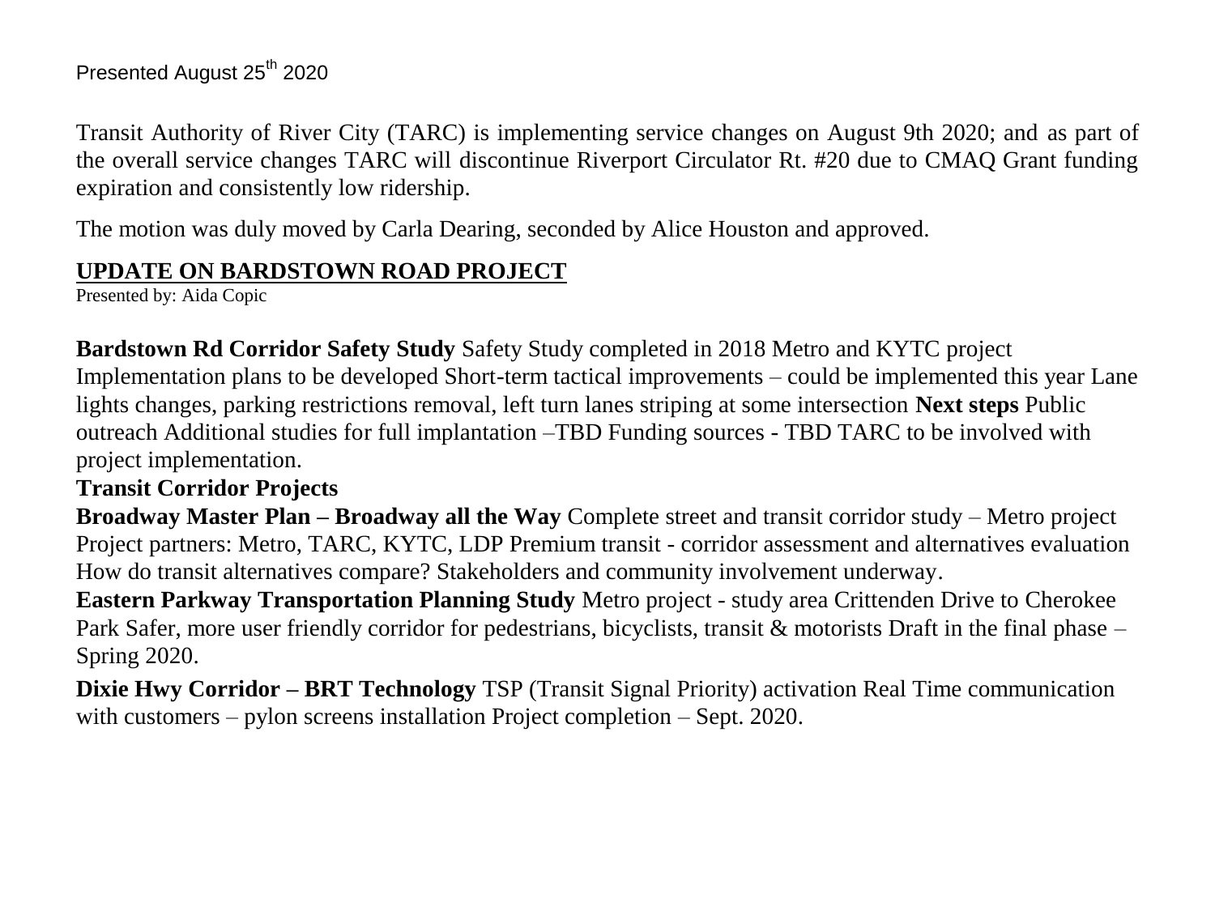Presented August 25th 2020

Transit Authority of River City (TARC) is implementing service changes on August 9th 2020; and as part of the overall service changes TARC will discontinue Riverport Circulator Rt. #20 due to CMAQ Grant funding expiration and consistently low ridership.

The motion was duly moved by Carla Dearing, seconded by Alice Houston and approved.

## UPDATE ON BARDSTOWN ROAD PROJECT

Presented by: Aida Copic

**Bardstown Rd Corridor Safety Study** Safety Study completed in 2018 Metro and KYTC project Implementation plans to be developed Short-term tactical improvements – could be implemented this year Lane lights changes, parking restrictions removal, left turn lanes striping at some intersection **Next steps** Public outreach Additional studies for full implantation –TBD Funding sources - TBD TARC to be involved with project implementation.

**Transit Corridor Projects**

**Broadway Master Plan – Broadway all the Way** Complete street and transit corridor study – Metro project Project partners: Metro, TARC, KYTC, LDP Premium transit - corridor assessment and alternatives evaluation How do transit alternatives compare? Stakeholders and community involvement underway.

**Eastern Parkway Transportation Planning Study** Metro project - study area Crittenden Drive to Cherokee Park Safer, more user friendly corridor for pedestrians, bicyclists, transit & motorists Draft in the final phase – Spring 2020.

**Dixie Hwy Corridor – BRT Technology** TSP (Transit Signal Priority) activation Real Time communication with customers – pylon screens installation Project completion – Sept. 2020.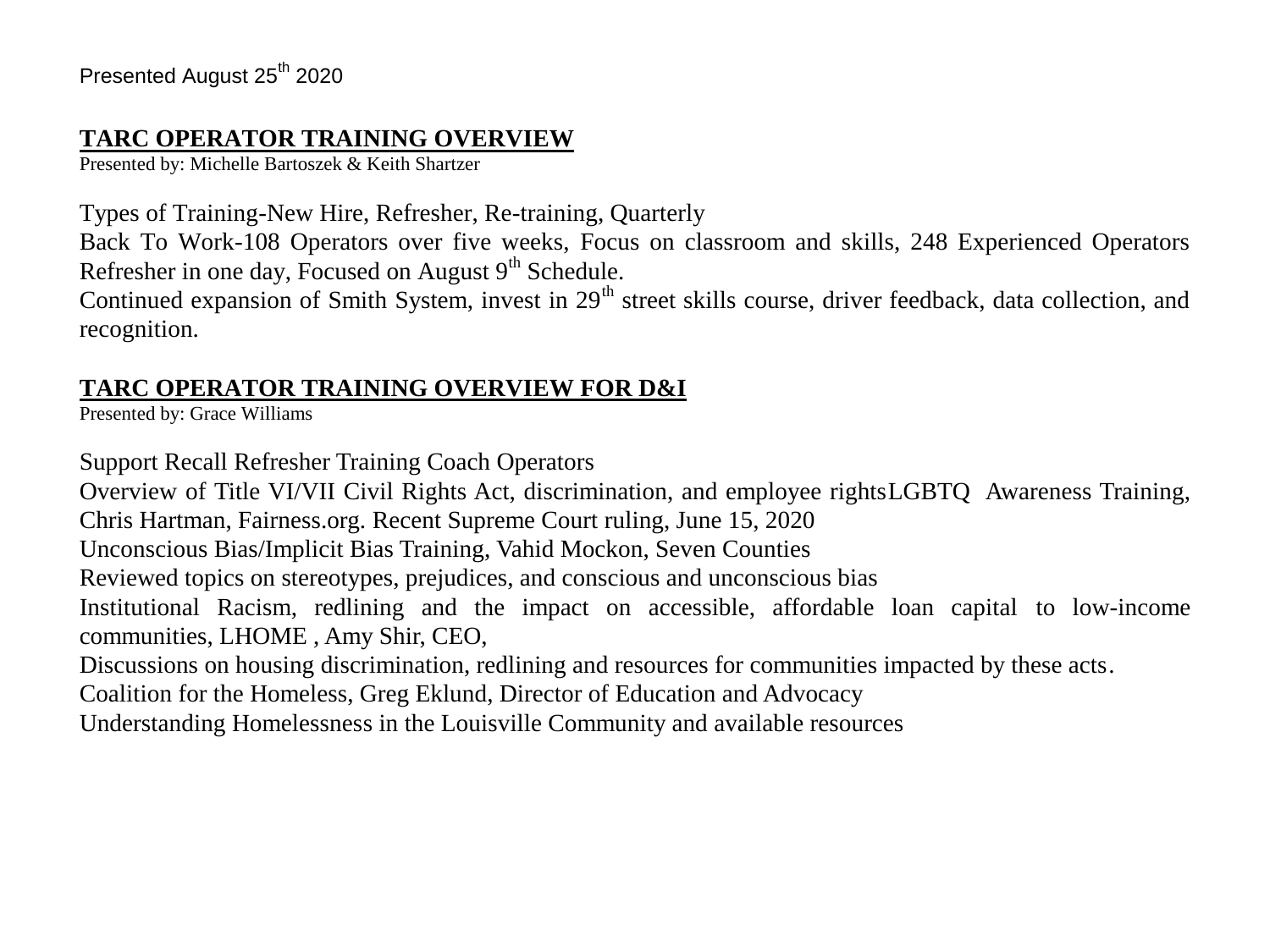Presented August 25th 2020

## TARC OPERATOR TRAINING OVERVIEW

Presented by: Michelle Bartoszek & Keith Shartzer

Types of Training-New Hire, Refresher, Re-training, Quarterly

Back To Work-108 Operators over five weeks, Focus on classroom and skills, 248 Experienced Operators Refresher in one day, Focused on August 9th Schedule.

Continued expansion of Smith System, invest in 29th street skills course, driver feedback, data collection, and recognition.

## TARC OPERATOR TRAINING OVERVIEW FOR D&I

Presented by: Grace Williams

Support Recall Refresher Training Coach Operators

Overview of Title VI/VII Civil Rights Act, discrimination, and employee rightsLGBTQ Awareness Training, Chris Hartman, Fairness.org. Recent Supreme Court ruling, June 15, 2020

Unconscious Bias/Implicit Bias Training, Vahid Mockon, Seven Counties

Reviewed topics on stereotypes, prejudices, and conscious and unconscious bias

Institutional Racism, redlining and the impact on accessible, affordable loan capital to low-income communities, LHOME , Amy Shir, CEO,

Discussions on housing discrimination, redlining and resources for communities impacted by these acts.

Coalition for the Homeless, Greg Eklund, Director of Education and Advocacy

Understanding Homelessness in the Louisville Community and available resources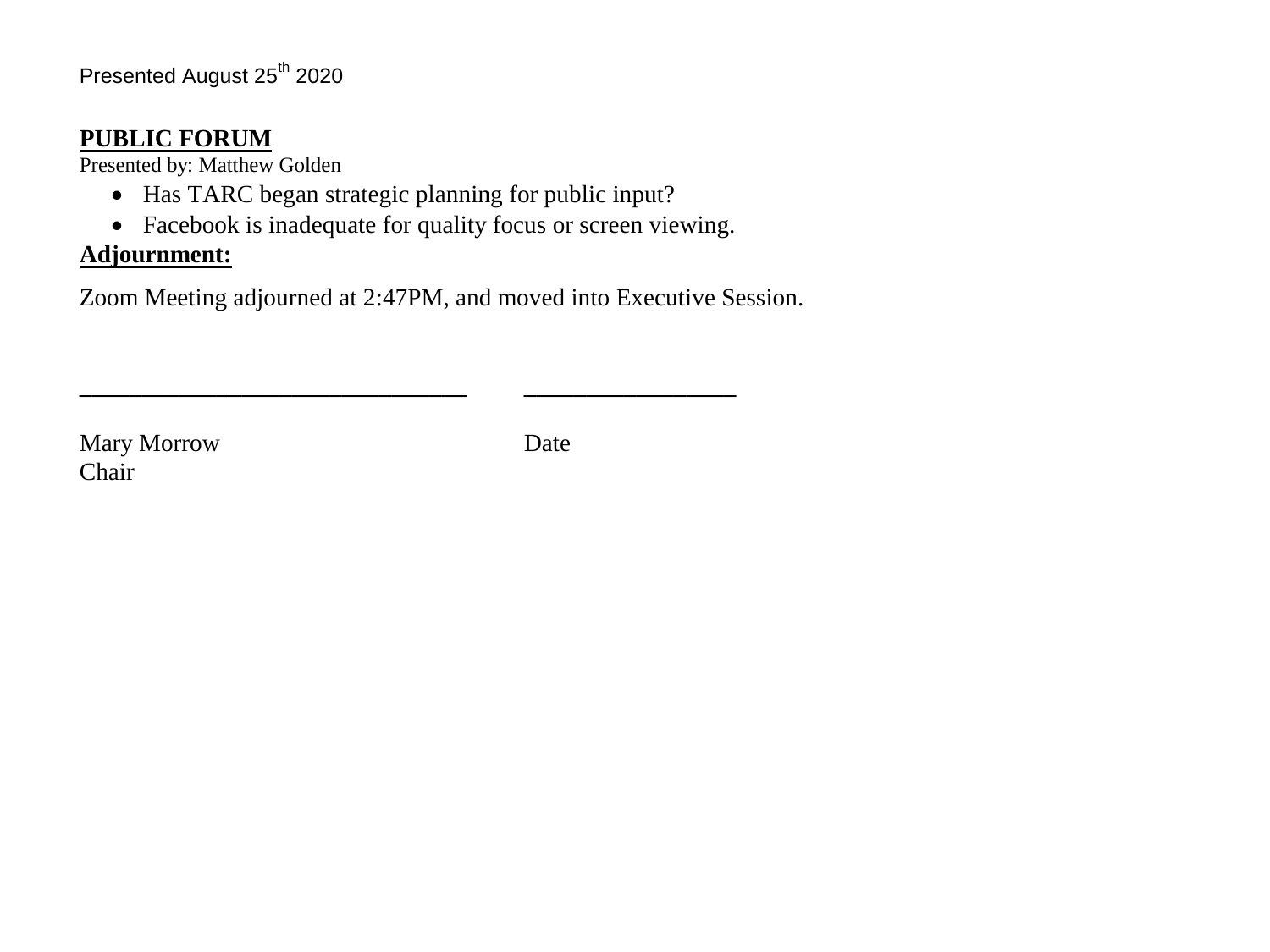Presented August 25th 2020

**PUBLIC FORUM**

Presented by: Matthew Golden

- Has TARC began strategic planning for public input?
- Facebook is inadequate for quality focus or screen viewing.

**Adjournment:**

Zoom Meeting adjourned at 2:47PM, and moved into Executive Session.

_______________________________ _________________

Mary Morrow Date
Chair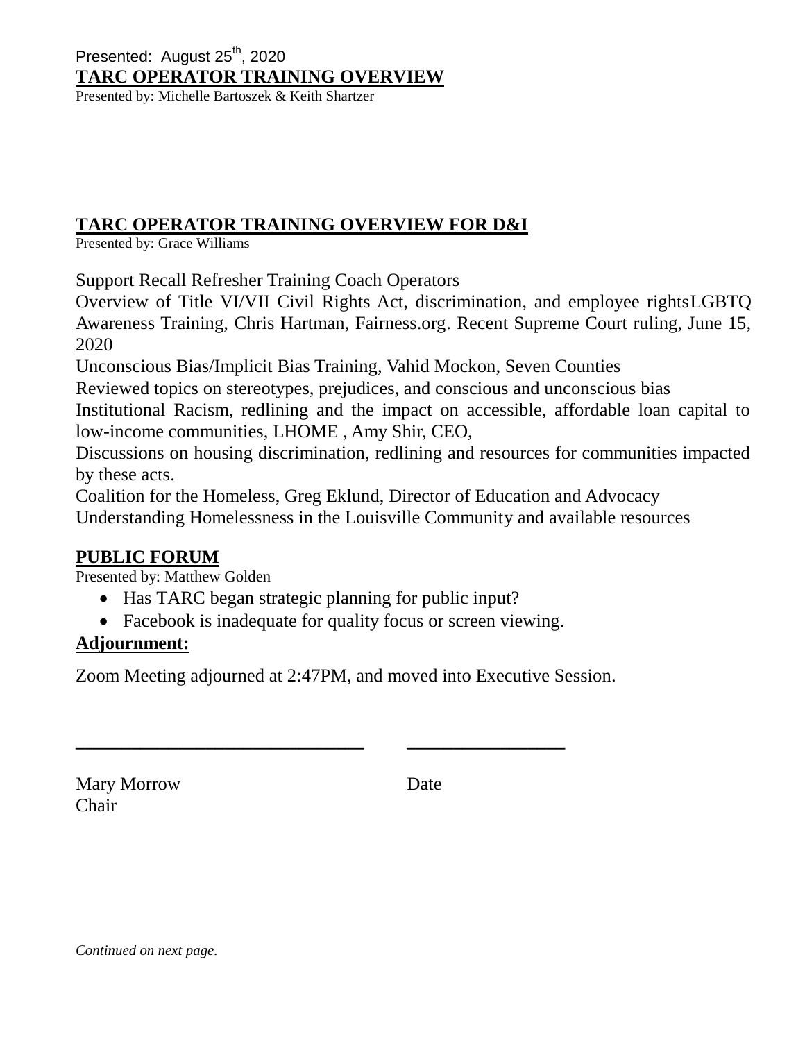Presented: August 25th, 2020

## TARC OPERATOR TRAINING OVERVIEW

Presented by: Michelle Bartoszek & Keith Shartzer

## TARC OPERATOR TRAINING OVERVIEW FOR D&I

Presented by: Grace Williams

Support Recall Refresher Training Coach Operators
Overview of Title VI/VII Civil Rights Act, discrimination, and employee rightsLGBTQ Awareness Training, Chris Hartman, Fairness.org. Recent Supreme Court ruling, June 15, 2020
Unconscious Bias/Implicit Bias Training, Vahid Mockon, Seven Counties
Reviewed topics on stereotypes, prejudices, and conscious and unconscious bias
Institutional Racism, redlining and the impact on accessible, affordable loan capital to low-income communities, LHOME , Amy Shir, CEO,
Discussions on housing discrimination, redlining and resources for communities impacted by these acts.
Coalition for the Homeless, Greg Eklund, Director of Education and Advocacy
Understanding Homelessness in the Louisville Community and available resources

## PUBLIC FORUM

Presented by: Matthew Golden

- Has TARC began strategic planning for public input?
- Facebook is inadequate for quality focus or screen viewing.

## Adjournment:

Zoom Meeting adjourned at 2:47PM, and moved into Executive Session.

\_\_\_\_\_\_\_\_\_\_\_\_\_\_\_\_\_\_\_\_\_\_\_\_\_\_\_\_\_\_ \_\_\_\_\_\_\_\_\_\_\_\_\_\_\_\_\_

Mary Morrow Date
Chair

*Continued on next page.*